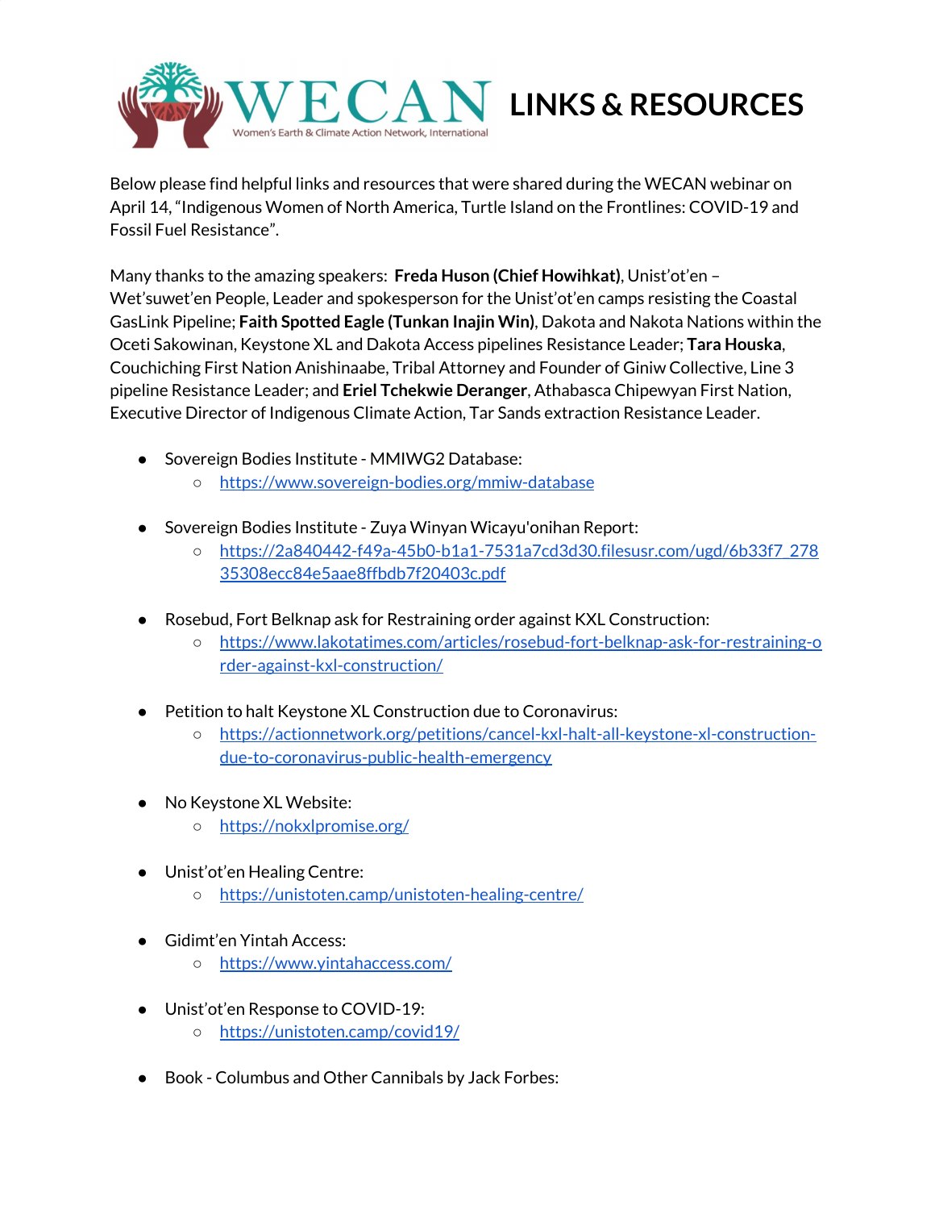# WECAN LINKS & RESOURCES

Women's Earth & Climate Action Network, International

Below please find helpful links and resources that were shared during the WECAN webinar on April 14, "Indigenous Women of North America, Turtle Island on the Frontlines: COVID-19 and Fossil Fuel Resistance".

Many thanks to the amazing speakers: **Freda Huson (Chief Howihkat)**, Unist'ot'en – Wet'suwet'en People, Leader and spokesperson for the Unist'ot'en camps resisting the Coastal GasLink Pipeline; **Faith Spotted Eagle (Tunkan Inajin Win)**, Dakota and Nakota Nations within the Oceti Sakowinan, Keystone XL and Dakota Access pipelines Resistance Leader; **Tara Houska**, Couchiching First Nation Anishinaabe, Tribal Attorney and Founder of Giniw Collective, Line 3 pipeline Resistance Leader; and **Eriel Tchekwie Deranger**, Athabasca Chipewyan First Nation, Executive Director of Indigenous Climate Action, Tar Sands extraction Resistance Leader.

- Sovereign Bodies Institute - MMIWG2 Database:
  - https://www.sovereign-bodies.org/mmiw-database
- Sovereign Bodies Institute - Zuya Winyan Wicayu'onihan Report:
  - https://2a840442-f49a-45b0-b1a1-7531a7cd3d30.filesusr.com/ugd/6b33f7_27835308ecc84e5aae8ffbdb7f20403c.pdf
- Rosebud, Fort Belknap ask for Restraining order against KXL Construction:
  - https://www.lakotatimes.com/articles/rosebud-fort-belknap-ask-for-restraining-order-against-kxl-construction/
- Petition to halt Keystone XL Construction due to Coronavirus:
  - https://actionnetwork.org/petitions/cancel-kxl-halt-all-keystone-xl-construction-due-to-coronavirus-public-health-emergency
- No Keystone XL Website:
  - https://nokxlpromise.org/
- Unist'ot'en Healing Centre:
  - https://unistoten.camp/unistoten-healing-centre/
- Gidimt'en Yintah Access:
  - https://www.yintahaccess.com/
- Unist'ot'en Response to COVID-19:
  - https://unistoten.camp/covid19/
- Book - Columbus and Other Cannibals by Jack Forbes: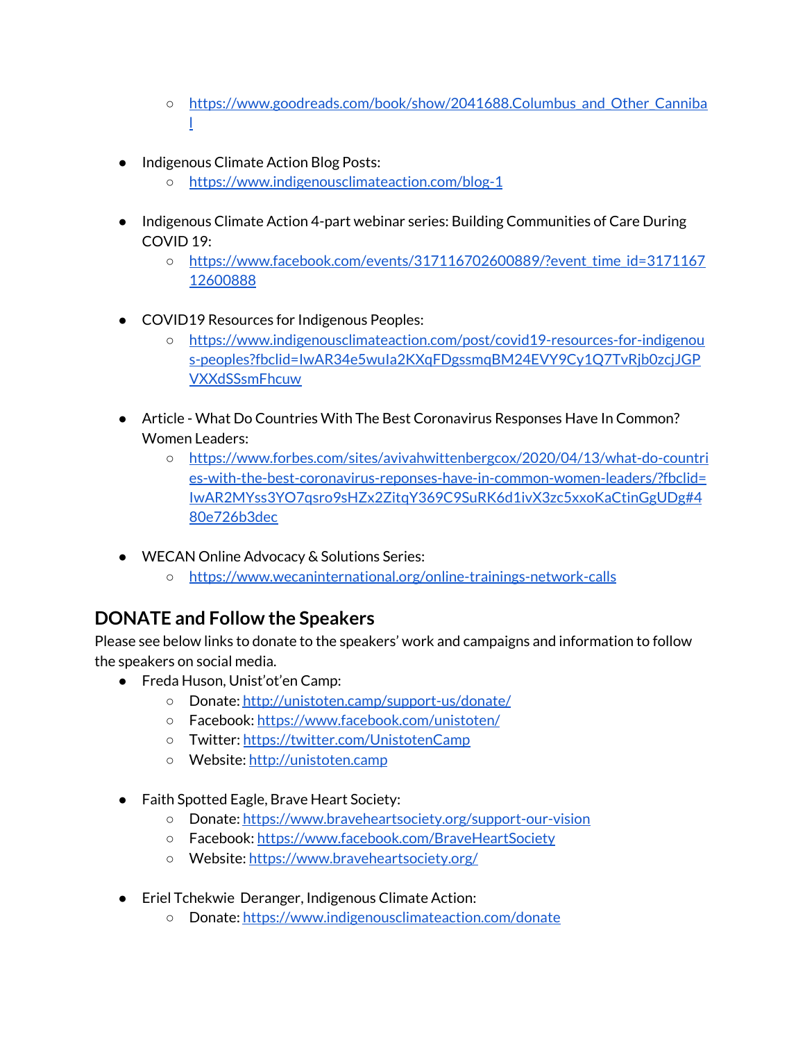- https://www.goodreads.com/book/show/2041688.Columbus_and_Other_Cannibal

- Indigenous Climate Action Blog Posts:
    - https://www.indigenousclimateaction.com/blog-1

- Indigenous Climate Action 4-part webinar series: Building Communities of Care During COVID 19:
    - https://www.facebook.com/events/317116702600889/?event_time_id=317116712600888

- COVID19 Resources for Indigenous Peoples:
    - https://www.indigenousclimateaction.com/post/covid19-resources-for-indigenous-peoples?fbclid=IwAR34e5wuIa2KXqFDgssmqBM24EVY9Cy1Q7TvRjb0zcjJGPVXXdSSsmFhcuw

- Article - What Do Countries With The Best Coronavirus Responses Have In Common? Women Leaders:
    - https://www.forbes.com/sites/avivahwittenbergcox/2020/04/13/what-do-countries-with-the-best-coronavirus-reponses-have-in-common-women-leaders/?fbclid=IwAR2MYss3YO7qsro9sHZx2ZitqY369C9SuRK6d1ivX3zc5xxoKaCtinGgUDg#480e726b3dec

- WECAN Online Advocacy & Solutions Series:
    - https://www.wecaninternational.org/online-trainings-network-calls

## DONATE and Follow the Speakers

Please see below links to donate to the speakers' work and campaigns and information to follow the speakers on social media.

- Freda Huson, Unist'ot'en Camp:
    - Donate: http://unistoten.camp/support-us/donate/
    - Facebook: https://www.facebook.com/unistoten/
    - Twitter: https://twitter.com/UnistotenCamp
    - Website: http://unistoten.camp

- Faith Spotted Eagle, Brave Heart Society:
    - Donate: https://www.braveheartsociety.org/support-our-vision
    - Facebook: https://www.facebook.com/BraveHeartSociety
    - Website: https://www.braveheartsociety.org/

- Eriel Tchekwie Deranger, Indigenous Climate Action:
    - Donate: https://www.indigenousclimateaction.com/donate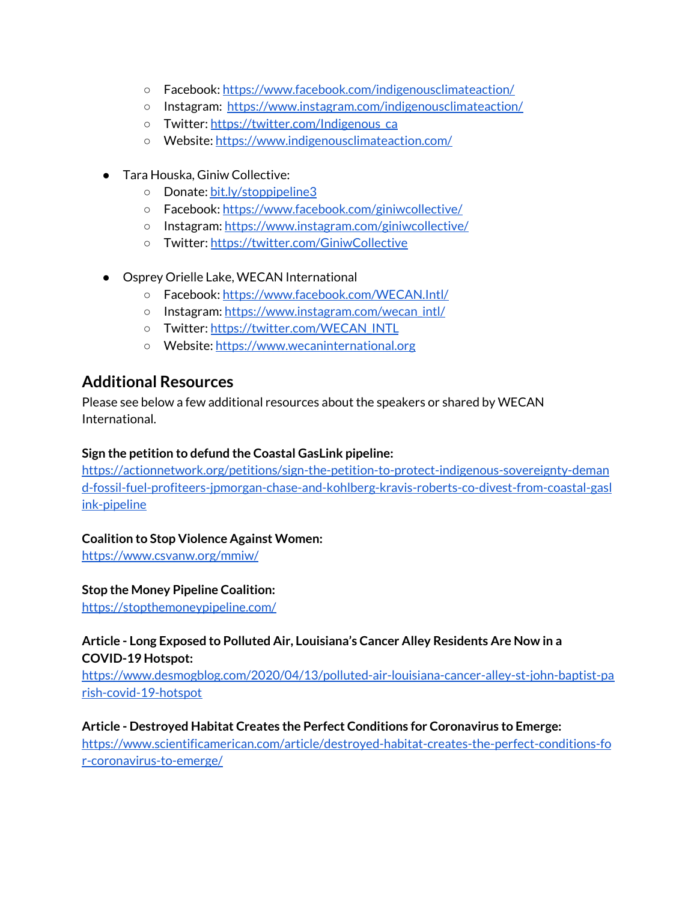- Facebook: https://www.facebook.com/indigenousclimateaction/
  - Instagram: https://www.instagram.com/indigenousclimateaction/
  - Twitter: https://twitter.com/Indigenous_ca
  - Website: https://www.indigenousclimateaction.com/

- Tara Houska, Giniw Collective:
  - Donate: bit.ly/stoppipeline3
  - Facebook: https://www.facebook.com/giniwcollective/
  - Instagram: https://www.instagram.com/giniwcollective/
  - Twitter: https://twitter.com/GiniwCollective

- Osprey Orielle Lake, WECAN International
  - Facebook: https://www.facebook.com/WECAN.Intl/
  - Instagram: https://www.instagram.com/wecan_intl/
  - Twitter: https://twitter.com/WECAN_INTL
  - Website: https://www.wecaninternational.org

## Additional Resources

Please see below a few additional resources about the speakers or shared by WECAN International.

**Sign the petition to defund the Coastal GasLink pipeline:**
https://actionnetwork.org/petitions/sign-the-petition-to-protect-indigenous-sovereignty-demand-fossil-fuel-profiteers-jpmorgan-chase-and-kohlberg-kravis-roberts-co-divest-from-coastal-gaslink-pipeline

**Coalition to Stop Violence Against Women:**
https://www.csvanw.org/mmiw/

**Stop the Money Pipeline Coalition:**
https://stopthemoneypipeline.com/

**Article - Long Exposed to Polluted Air, Louisiana's Cancer Alley Residents Are Now in a COVID-19 Hotspot:**
https://www.desmogblog.com/2020/04/13/polluted-air-louisiana-cancer-alley-st-john-baptist-parish-covid-19-hotspot

**Article - Destroyed Habitat Creates the Perfect Conditions for Coronavirus to Emerge:**
https://www.scientificamerican.com/article/destroyed-habitat-creates-the-perfect-conditions-for-coronavirus-to-emerge/